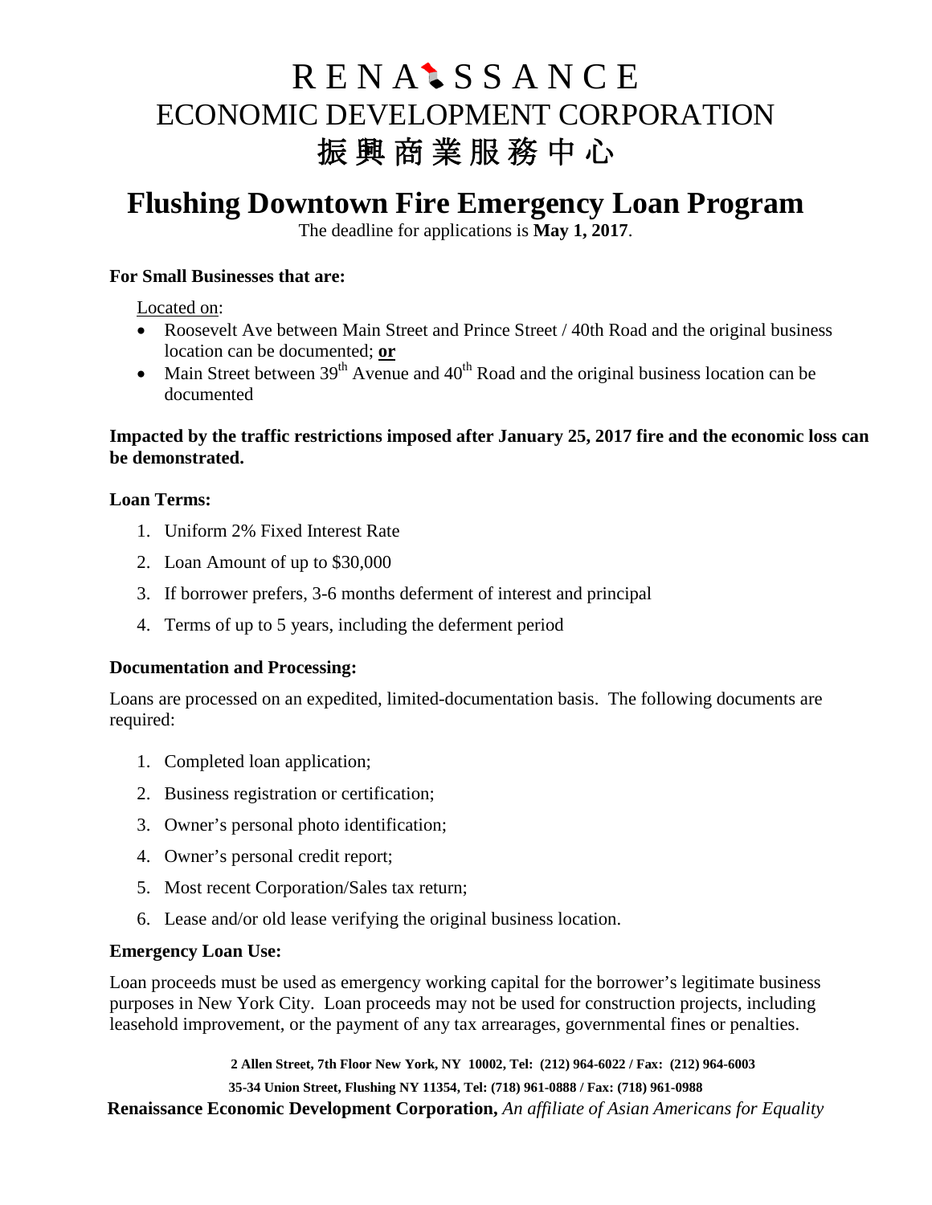# RENAISSANCE
# ECONOMIC DEVELOPMENT CORPORATION
# 振興商業服務中心

# Flushing Downtown Fire Emergency Loan Program

The deadline for applications is **May 1, 2017**.

**For Small Businesses that are:**

Located on:

- Roosevelt Ave between Main Street and Prince Street / 40th Road and the original business location can be documented; **or**
- Main Street between 39th Avenue and 40th Road and the original business location can be documented

**Impacted by the traffic restrictions imposed after January 25, 2017 fire and the economic loss can be demonstrated.**

**Loan Terms:**

1. Uniform 2% Fixed Interest Rate
2. Loan Amount of up to $30,000
3. If borrower prefers, 3-6 months deferment of interest and principal
4. Terms of up to 5 years, including the deferment period

**Documentation and Processing:**

Loans are processed on an expedited, limited-documentation basis. The following documents are required:

1. Completed loan application;
2. Business registration or certification;
3. Owner's personal photo identification;
4. Owner's personal credit report;
5. Most recent Corporation/Sales tax return;
6. Lease and/or old lease verifying the original business location.

**Emergency Loan Use:**

Loan proceeds must be used as emergency working capital for the borrower's legitimate business purposes in New York City. Loan proceeds may not be used for construction projects, including leasehold improvement, or the payment of any tax arrearages, governmental fines or penalties.

**2 Allen Street, 7th Floor New York, NY 10002, Tel: (212) 964-6022 / Fax: (212) 964-6003**

**35-34 Union Street, Flushing NY 11354, Tel: (718) 961-0888 / Fax: (718) 961-0988**

**Renaissance Economic Development Corporation,** *An affiliate of Asian Americans for Equality*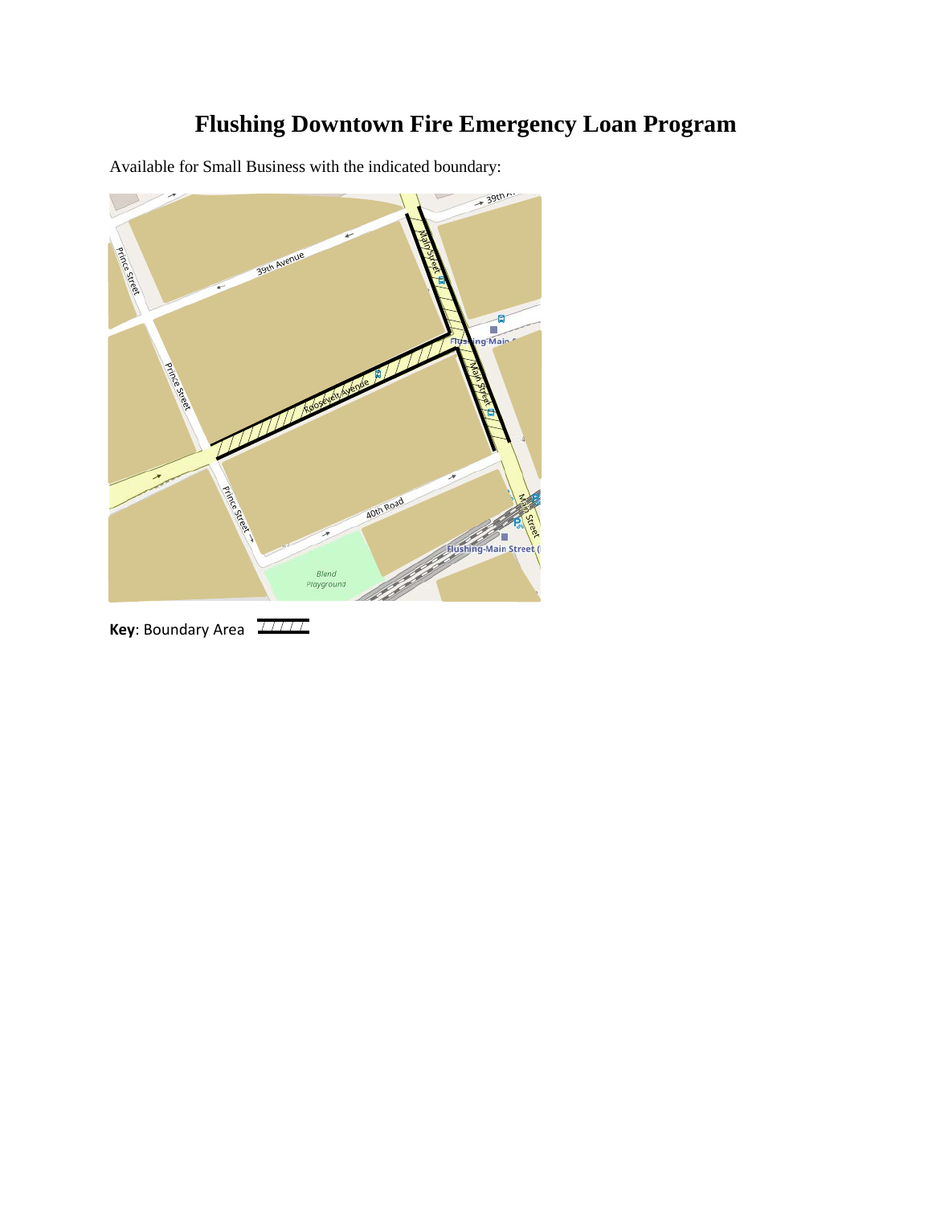# Flushing Downtown Fire Emergency Loan Program

Available for Small Business with the indicated boundary:

39th Avenue
Prince Street
Main Street
Flushing-Main Street
Roosevelt Avenue
40th Road
Bland Playground

**Key**: Boundary Area